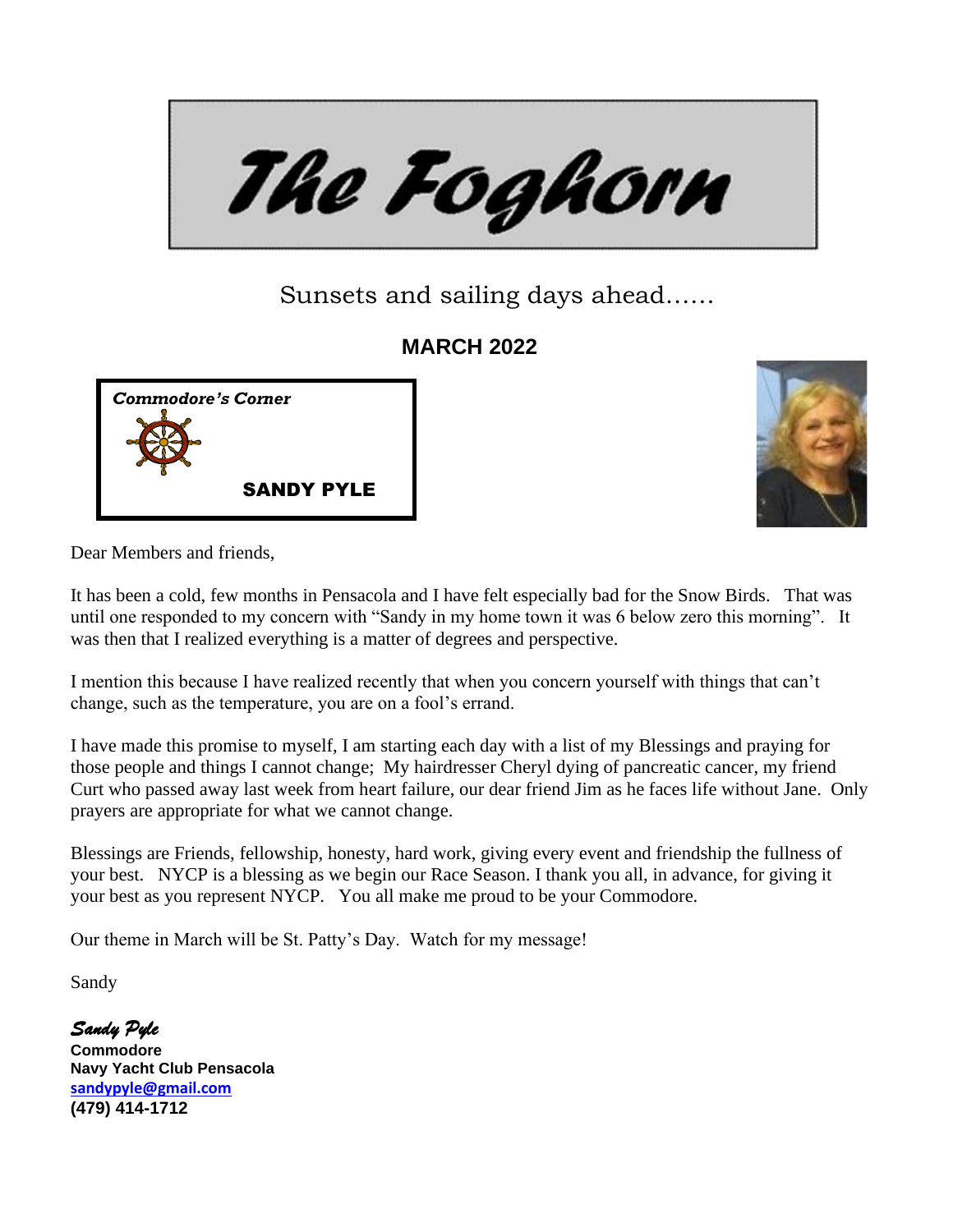# The Foghorn

Sunsets and sailing days ahead……

## MARCH 2022

### *Commodore's Corner*

**SANDY PYLE**

Dear Members and friends,

It has been a cold, few months in Pensacola and I have felt especially bad for the Snow Birds. That was until one responded to my concern with "Sandy in my home town it was 6 below zero this morning". It was then that I realized everything is a matter of degrees and perspective.

I mention this because I have realized recently that when you concern yourself with things that can't change, such as the temperature, you are on a fool's errand.

I have made this promise to myself, I am starting each day with a list of my Blessings and praying for those people and things I cannot change; My hairdresser Cheryl dying of pancreatic cancer, my friend Curt who passed away last week from heart failure, our dear friend Jim as he faces life without Jane. Only prayers are appropriate for what we cannot change.

Blessings are Friends, fellowship, honesty, hard work, giving every event and friendship the fullness of your best. NYCP is a blessing as we begin our Race Season. I thank you all, in advance, for giving it your best as you represent NYCP. You all make me proud to be your Commodore.

Our theme in March will be St. Patty's Day. Watch for my message!

Sandy

*Sandy Pyle*
**Commodore**
**Navy Yacht Club Pensacola**
**sandypyle@gmail.com**
**(479) 414-1712**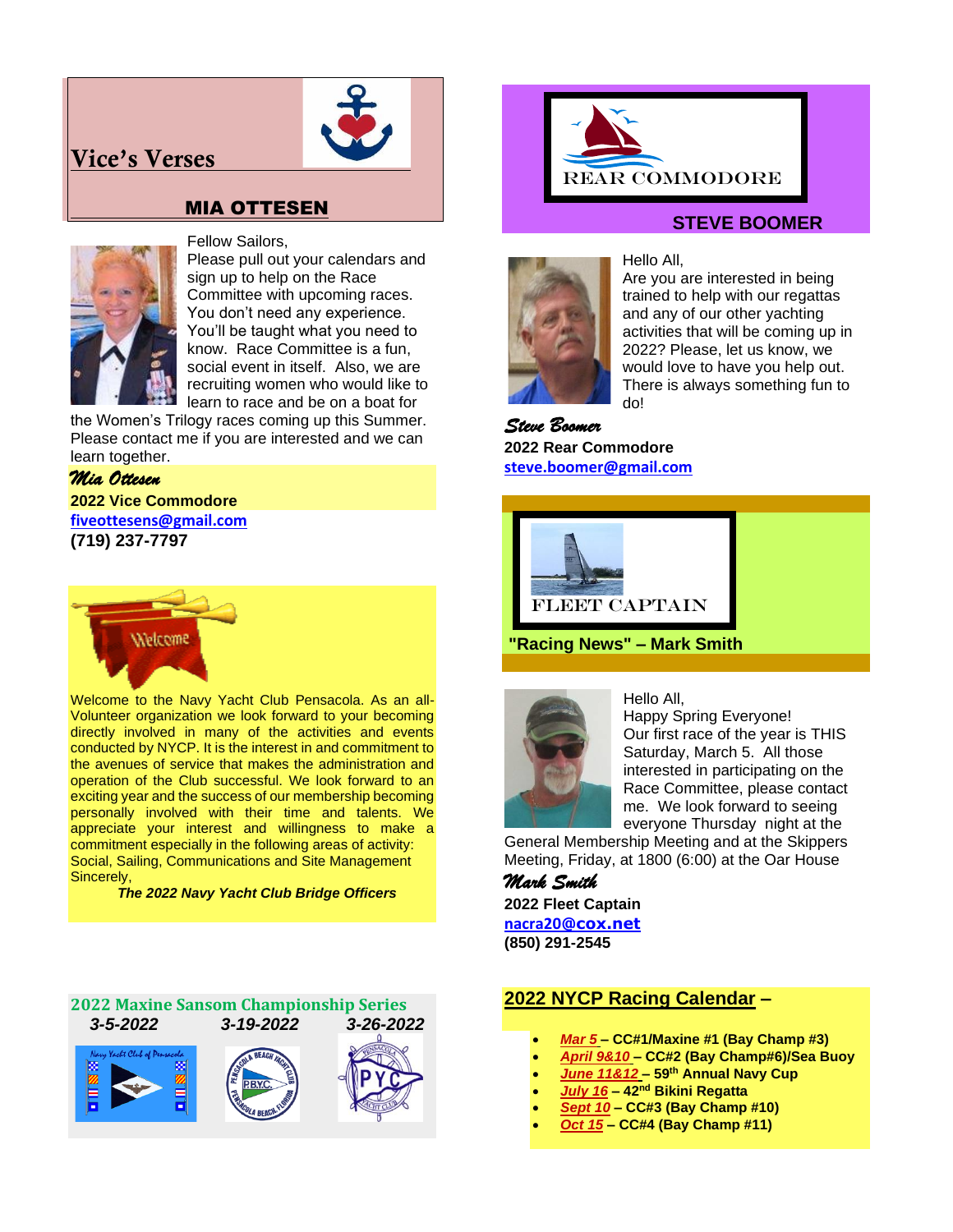## Vice's Verses

### MIA OTTESEN

Fellow Sailors,
Please pull out your calendars and sign up to help on the Race Committee with upcoming races. You don't need any experience. You'll be taught what you need to know. Race Committee is a fun, social event in itself. Also, we are recruiting women who would like to learn to race and be on a boat for the Women's Trilogy races coming up this Summer. Please contact me if you are interested and we can learn together.

*Mia Ottesen*
**2022 Vice Commodore**
**fiveottesens@gmail.com**
**(719) 237-7797**

Welcome

Welcome to the Navy Yacht Club Pensacola. As an all-Volunteer organization we look forward to your becoming directly involved in many of the activities and events conducted by NYCP. It is the interest in and commitment to the avenues of service that makes the administration and operation of the Club successful. We look forward to an exciting year and the success of our membership becoming personally involved with their time and talents. We appreciate your interest and willingness to make a commitment especially in the following areas of activity: Social, Sailing, Communications and Site Management
Sincerely,

***The 2022 Navy Yacht Club Bridge Officers***

## 2022 Maxine Sansom Championship Series

| *3-5-2022* | *3-19-2022* | *3-26-2022* |
|---|---|---|
| Navy Yacht Club of Pensacola | Pensacola Beach Yacht Club (P.B.Y.C.) | Pensacola Yacht Club (PYC) |

## REAR COMMODORE

### STEVE BOOMER

Hello All,
Are you are interested in being trained to help with our regattas and any of our other yachting activities that will be coming up in 2022? Please, let us know, we would love to have you help out. There is always something fun to do!

*Steve Boomer*
**2022 Rear Commodore**
**steve.boomer@gmail.com**

## FLEET CAPTAIN

### "Racing News" – Mark Smith

Hello All,
Happy Spring Everyone!
Our first race of the year is THIS Saturday, March 5. All those interested in participating on the Race Committee, please contact me. We look forward to seeing everyone Thursday night at the General Membership Meeting and at the Skippers Meeting, Friday, at 1800 (6:00) at the Oar House

*Mark Smith*
**2022 Fleet Captain**
**nacra20@cox.net**
**(850) 291-2545**

## 2022 NYCP Racing Calendar –

- ***Mar 5*** **– CC#1/Maxine #1 (Bay Champ #3)**
- ***April 9&10*** **– CC#2 (Bay Champ#6)/Sea Buoy**
- ***June 11&12*** **– 59th Annual Navy Cup**
- ***July 16*** **– 42nd Bikini Regatta**
- ***Sept 10*** **– CC#3 (Bay Champ #10)**
- ***Oct 15*** **– CC#4 (Bay Champ #11)**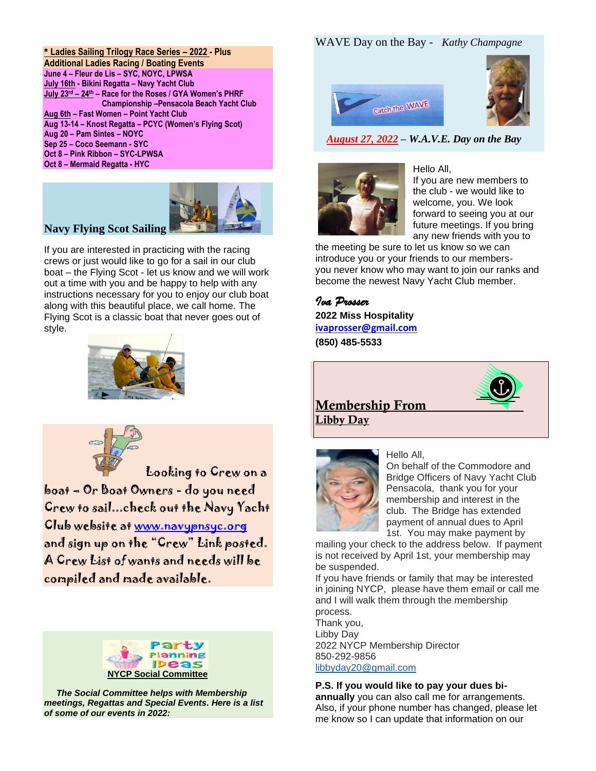**\* Ladies Sailing Trilogy Race Series – 2022 - Plus Additional Ladies Racing / Boating Events**

**June 4 – Fleur de Lis – SYC, NOYC, LPWSA**
**July 16th - Bikini Regatta – Navy Yacht Club**
**July 23rd – 24th – Race for the Roses / GYA Women's PHRF Championship –Pensacola Beach Yacht Club**
**Aug 6th – Fast Women – Point Yacht Club**
**Aug 13-14 – Knost Regatta – PCYC (Women's Flying Scot)**
**Aug 20 – Pam Sintes – NOYC**
**Sep 25 – Coco Seemann - SYC**
**Oct 8 – Pink Ribbon – SYC-LPWSA**
**Oct 8 – Mermaid Regatta - HYC**

## Navy Flying Scot Sailing

If you are interested in practicing with the racing crews or just would like to go for a sail in our club boat – the Flying Scot - let us know and we will work out a time with you and be happy to help with any instructions necessary for you to enjoy our club boat along with this beautiful place, we call home. The Flying Scot is a classic boat that never goes out of style.

Looking to Crew on a boat - Or Boat Owners - do you need Crew to sail…check out the Navy Yacht Club website at www.navypnsyc.org and sign up on the "Crew" Link posted. A Crew List of wants and needs will be compiled and made available.

**NYCP Social Committee**

***The Social Committee helps with Membership meetings, Regattas and Special Events. Here is a list of some of our events in 2022:***

## WAVE Day on the Bay - *Kathy Champagne*

Catch the WAVE

***August 27, 2022* – *W.A.V.E. Day on the Bay***

Hello All,
If you are new members to the club - we would like to welcome, you. We look forward to seeing you at our future meetings. If you bring any new friends with you to the meeting be sure to let us know so we can introduce you or your friends to our members- you never know who may want to join our ranks and become the newest Navy Yacht Club member.

*Iva Prosser*
**2022 Miss Hospitality**
**ivaprosser@gmail.com**
**(850) 485-5533**

## Membership From Libby Day

Hello All,
On behalf of the Commodore and Bridge Officers of Navy Yacht Club Pensacola, thank you for your membership and interest in the club. The Bridge has extended payment of annual dues to April 1st. You may make payment by mailing your check to the address below. If payment is not received by April 1st, your membership may be suspended.
If you have friends or family that may be interested in joining NYCP, please have them email or call me and I will walk them through the membership process.
Thank you,
Libby Day
2022 NYCP Membership Director
850-292-9856
libbyday20@gmail.com

**P.S. If you would like to pay your dues bi-annually** you can also call me for arrangements. Also, if your phone number has changed, please let me know so I can update that information on our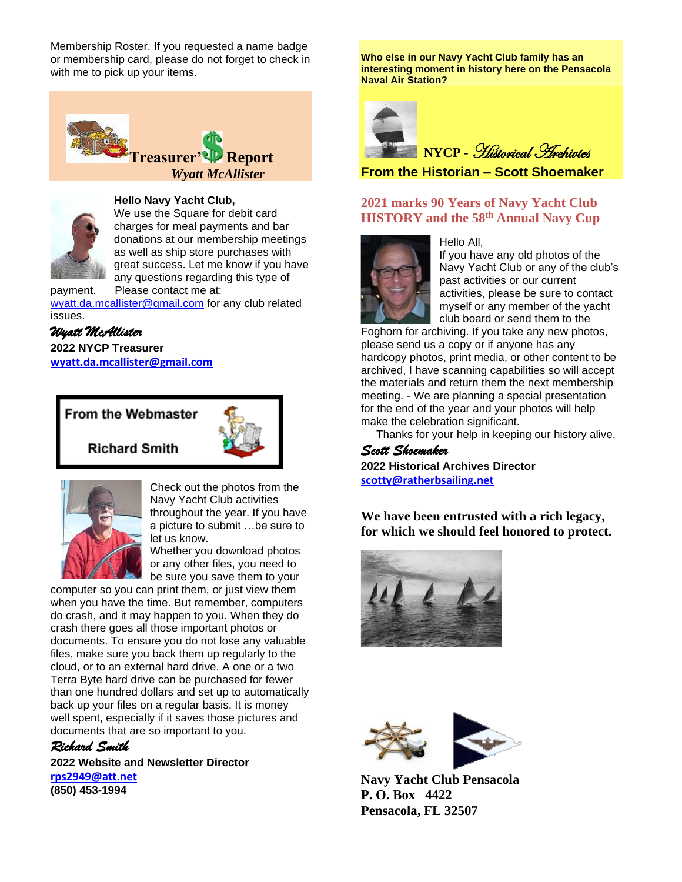Membership Roster. If you requested a name badge or membership card, please do not forget to check in with me to pick up your items.

## Treasurer's Report

*Wyatt McAllister*

**Hello Navy Yacht Club,**

We use the Square for debit card charges for meal payments and bar donations at our membership meetings as well as ship store purchases with great success. Let me know if you have any questions regarding this type of payment. Please contact me at: wyatt.da.mcallister@gmail.com for any club related issues.

*Wyatt McAllister*

**2022 NYCP Treasurer**

**wyatt.da.mcallister@gmail.com**

## From the Webmaster

**Richard Smith**

Check out the photos from the Navy Yacht Club activities throughout the year. If you have a picture to submit …be sure to let us know.

Whether you download photos or any other files, you need to be sure you save them to your computer so you can print them, or just view them when you have the time. But remember, computers do crash, and it may happen to you. When they do crash there goes all those important photos or documents. To ensure you do not lose any valuable files, make sure you back them up regularly to the cloud, or to an external hard drive. A one or a two Terra Byte hard drive can be purchased for fewer than one hundred dollars and set up to automatically back up your files on a regular basis. It is money well spent, especially if it saves those pictures and documents that are so important to you.

*Richard Smith*

**2022 Website and Newsletter Director**

**rps2949@att.net**

**(850) 453-1994**

**Who else in our Navy Yacht Club family has an interesting moment in history here on the Pensacola Naval Air Station?**

## NYCP - *Historical Archives*

### From the Historian – Scott Shoemaker

### 2021 marks 90 Years of Navy Yacht Club HISTORY and the 58th Annual Navy Cup

Hello All,

If you have any old photos of the Navy Yacht Club or any of the club's past activities or our current activities, please be sure to contact myself or any member of the yacht club board or send them to the Foghorn for archiving. If you take any new photos, please send us a copy or if anyone has any hardcopy photos, print media, or other content to be archived, I have scanning capabilities so will accept the materials and return them the next membership meeting. - We are planning a special presentation for the end of the year and your photos will help make the celebration significant.

Thanks for your help in keeping our history alive.

*Scott Shoemaker*

**2022 Historical Archives Director**

**scotty@ratherbsailing.net**

**We have been entrusted with a rich legacy, for which we should feel honored to protect.**

**Navy Yacht Club Pensacola**
**P. O. Box 4422**
**Pensacola, FL 32507**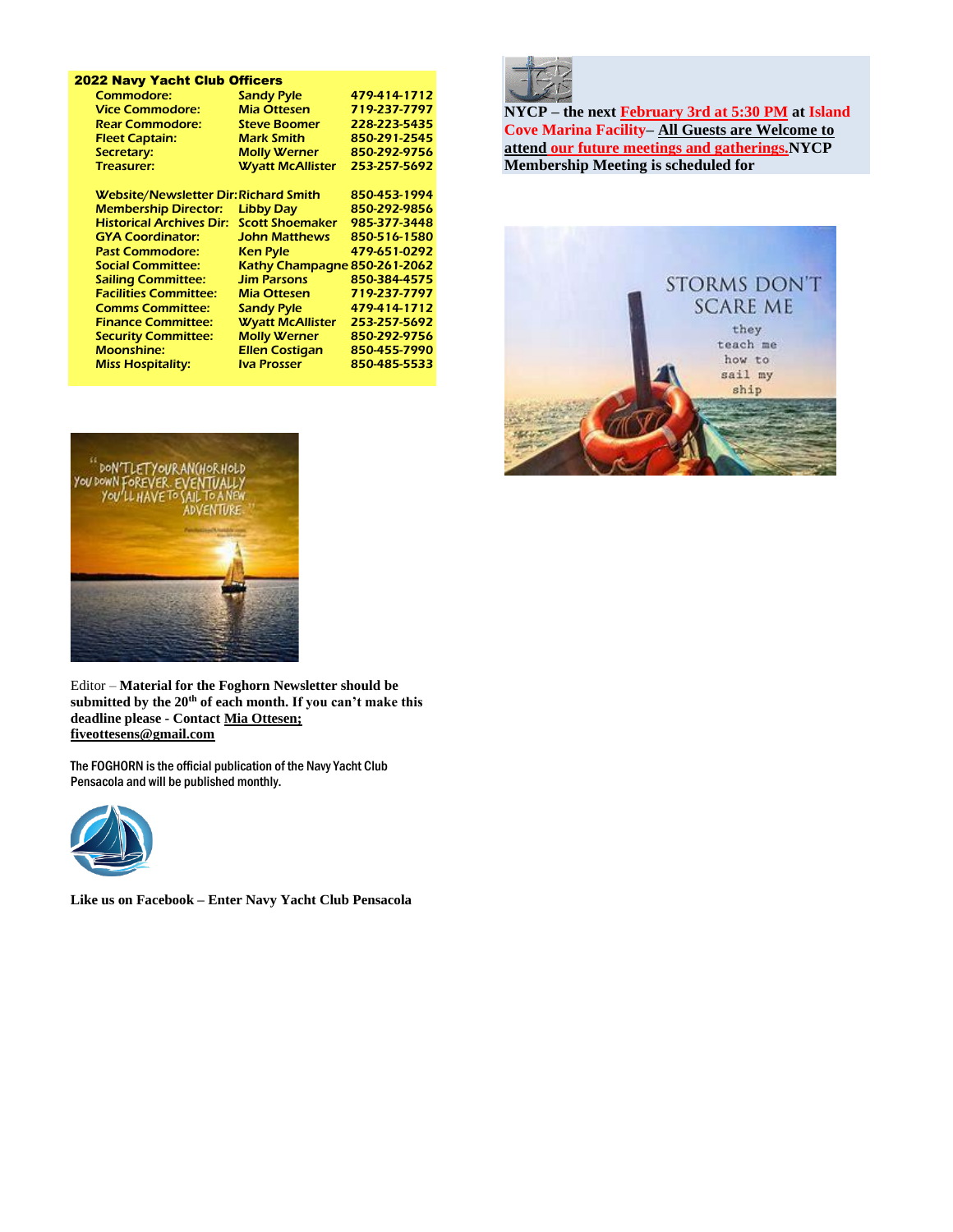## 2022 Navy Yacht Club Officers

| | | |
|---|---|---|
| Commodore: | Sandy Pyle | 479-414-1712 |
| Vice Commodore: | Mia Ottesen | 719-237-7797 |
| Rear Commodore: | Steve Boomer | 228-223-5435 |
| Fleet Captain: | Mark Smith | 850-291-2545 |
| Secretary: | Molly Werner | 850-292-9756 |
| Treasurer: | Wyatt McAllister | 253-257-5692 |
| | | |
| Website/Newsletter Dir: | Richard Smith | 850-453-1994 |
| Membership Director: | Libby Day | 850-292-9856 |
| Historical Archives Dir: | Scott Shoemaker | 985-377-3448 |
| GYA Coordinator: | John Matthews | 850-516-1580 |
| Past Commodore: | Ken Pyle | 479-651-0292 |
| Social Committee: | Kathy Champagne | 850-261-2062 |
| Sailing Committee: | Jim Parsons | 850-384-4575 |
| Facilities Committee: | Mia Ottesen | 719-237-7797 |
| Comms Committee: | Sandy Pyle | 479-414-1712 |
| Finance Committee: | Wyatt McAllister | 253-257-5692 |
| Security Committee: | Molly Werner | 850-292-9756 |
| Moonshine: | Ellen Costigan | 850-455-7990 |
| Miss Hospitality: | Iva Prosser | 850-485-5533 |

**NYCP – the next February 3rd at 5:30 PM at Island Cove Marina Facility– All Guests are Welcome to attend our future meetings and gatherings. NYCP Membership Meeting is scheduled for**

Editor – **Material for the Foghorn Newsletter should be submitted by the 20th of each month. If you can't make this deadline please - Contact Mia Ottesen; fiveottesens@gmail.com**

The FOGHORN is the official publication of the Navy Yacht Club Pensacola and will be published monthly.

**Like us on Facebook – Enter Navy Yacht Club Pensacola**